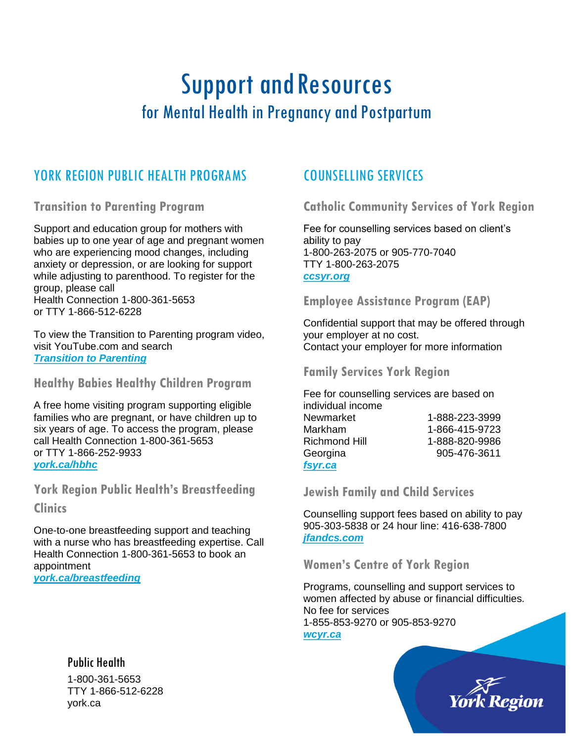# Support and Resources

## for Mental Health in Pregnancy and Postpartum

## YORK REGION PUBLIC HEALTH PROGRAMS

### Transition to Parenting Program

Support and education group for mothers with babies up to one year of age and pregnant women who are experiencing mood changes, including anxiety or depression, or are looking for support while adjusting to parenthood. To register for the group, please call
Health Connection 1-800-361-5653
or TTY 1-866-512-6228

To view the Transition to Parenting program video, visit YouTube.com and search
***Transition to Parenting***

### Healthy Babies Healthy Children Program

A free home visiting program supporting eligible families who are pregnant, or have children up to six years of age. To access the program, please call Health Connection 1-800-361-5653
or TTY 1-866-252-9933
***york.ca/hbhc***

### York Region Public Health's Breastfeeding Clinics

One-to-one breastfeeding support and teaching with a nurse who has breastfeeding expertise. Call Health Connection 1-800-361-5653 to book an appointment
***york.ca/breastfeeding***

## COUNSELLING SERVICES

### Catholic Community Services of York Region

Fee for counselling services based on client's ability to pay
1-800-263-2075 or 905-770-7040
TTY 1-800-263-2075
***ccsyr.org***

### Employee Assistance Program (EAP)

Confidential support that may be offered through your employer at no cost.
Contact your employer for more information

### Family Services York Region

Fee for counselling services are based on individual income

| | |
|---|---|
| Newmarket | 1-888-223-3999 |
| Markham | 1-866-415-9723 |
| Richmond Hill | 1-888-820-9986 |
| Georgina | 905-476-3611 |

***fsyr.ca***

### Jewish Family and Child Services

Counselling support fees based on ability to pay
905-303-5838 or 24 hour line: 416-638-7800
***jfandcs.com***

### Women's Centre of York Region

Programs, counselling and support services to women affected by abuse or financial difficulties.
No fee for services
1-855-853-9270 or 905-853-9270
***wcyr.ca***

Public Health
1-800-361-5653
TTY 1-866-512-6228
york.ca

York Region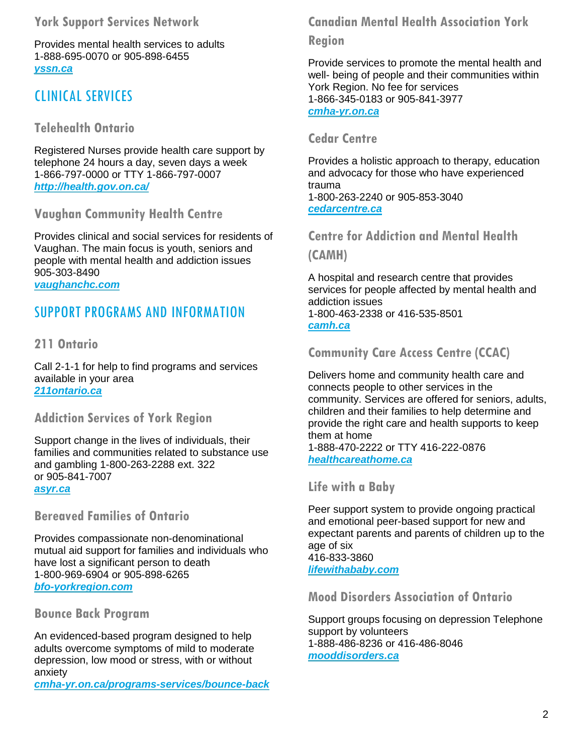### York Support Services Network

Provides mental health services to adults
1-888-695-0070 or 905-898-6455
***yssn.ca***

## CLINICAL SERVICES

### Telehealth Ontario

Registered Nurses provide health care support by telephone 24 hours a day, seven days a week
1-866-797-0000 or TTY 1-866-797-0007
***http://health.gov.on.ca/***

### Vaughan Community Health Centre

Provides clinical and social services for residents of Vaughan. The main focus is youth, seniors and people with mental health and addiction issues
905-303-8490
***vaughanchc.com***

## SUPPORT PROGRAMS AND INFORMATION

### 211 Ontario

Call 2-1-1 for help to find programs and services available in your area
***211ontario.ca***

### Addiction Services of York Region

Support change in the lives of individuals, their families and communities related to substance use and gambling 1-800-263-2288 ext. 322
or 905-841-7007
***asyr.ca***

### Bereaved Families of Ontario

Provides compassionate non-denominational mutual aid support for families and individuals who have lost a significant person to death
1-800-969-6904 or 905-898-6265
***bfo-yorkregion.com***

### Bounce Back Program

An evidenced-based program designed to help adults overcome symptoms of mild to moderate depression, low mood or stress, with or without anxiety
***cmha-yr.on.ca/programs-services/bounce-back***

### Canadian Mental Health Association York Region

Provide services to promote the mental health and well- being of people and their communities within York Region. No fee for services
1-866-345-0183 or 905-841-3977
***cmha-yr.on.ca***

### Cedar Centre

Provides a holistic approach to therapy, education and advocacy for those who have experienced trauma
1-800-263-2240 or 905-853-3040
***cedarcentre.ca***

### Centre for Addiction and Mental Health (CAMH)

A hospital and research centre that provides services for people affected by mental health and addiction issues
1-800-463-2338 or 416-535-8501
***camh.ca***

### Community Care Access Centre (CCAC)

Delivers home and community health care and connects people to other services in the community. Services are offered for seniors, adults, children and their families to help determine and provide the right care and health supports to keep them at home
1-888-470-2222 or TTY 416-222-0876
***healthcareathome.ca***

### Life with a Baby

Peer support system to provide ongoing practical and emotional peer-based support for new and expectant parents and parents of children up to the age of six
416-833-3860
***lifewithababy.com***

### Mood Disorders Association of Ontario

Support groups focusing on depression Telephone support by volunteers
1-888-486-8236 or 416-486-8046
***mooddisorders.ca***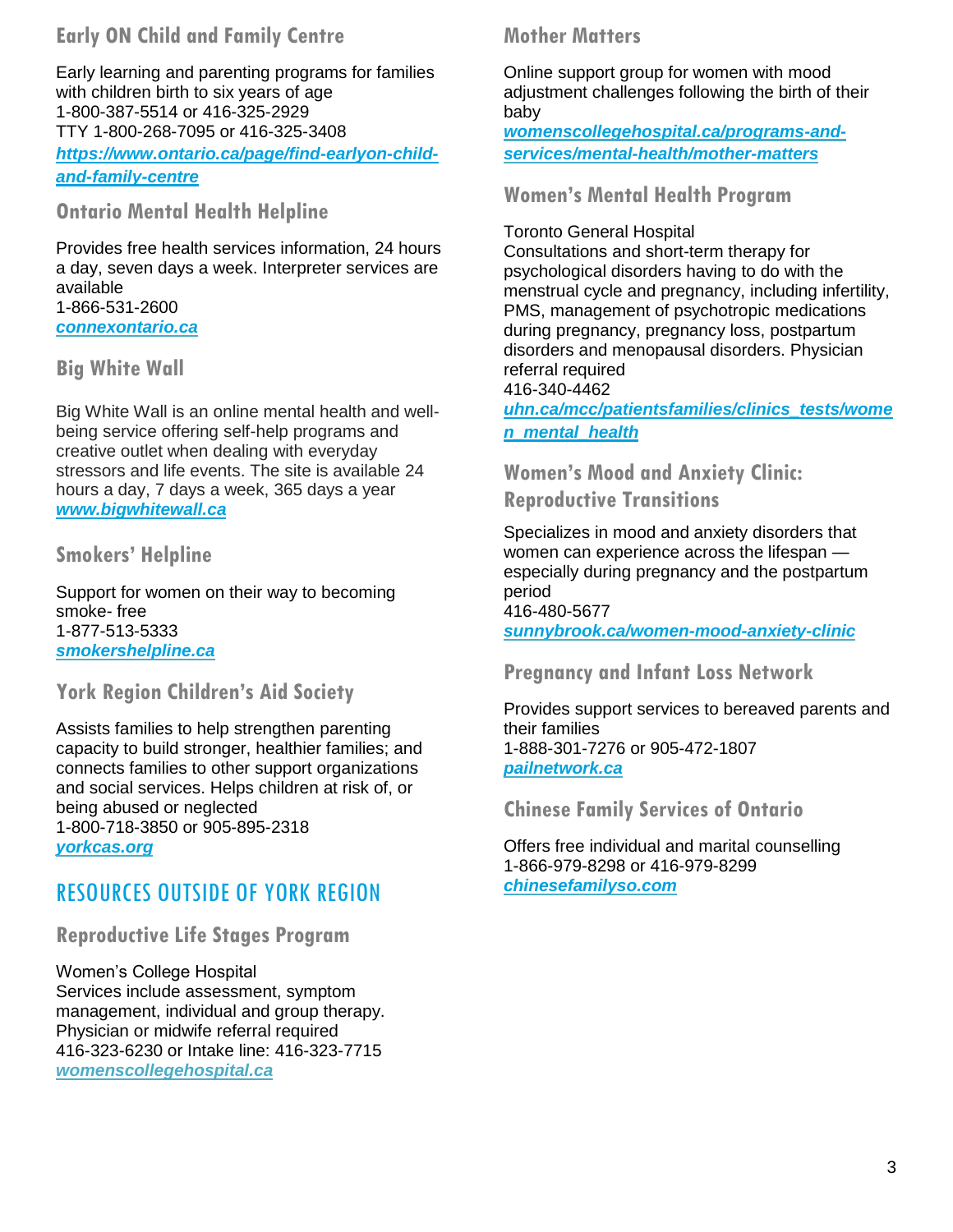### Early ON Child and Family Centre

Early learning and parenting programs for families with children birth to six years of age
1-800-387-5514 or 416-325-2929
TTY 1-800-268-7095 or 416-325-3408
***https://www.ontario.ca/page/find-earlyon-child-and-family-centre***

### Ontario Mental Health Helpline

Provides free health services information, 24 hours a day, seven days a week. Interpreter services are available
1-866-531-2600
***connexontario.ca***

### Big White Wall

Big White Wall is an online mental health and well-being service offering self-help programs and creative outlet when dealing with everyday stressors and life events. The site is available 24 hours a day, 7 days a week, 365 days a year
***www.bigwhitewall.ca***

### Smokers' Helpline

Support for women on their way to becoming smoke- free
1-877-513-5333
***smokershelpline.ca***

### York Region Children's Aid Society

Assists families to help strengthen parenting capacity to build stronger, healthier families; and connects families to other support organizations and social services. Helps children at risk of, or being abused or neglected
1-800-718-3850 or 905-895-2318
***yorkcas.org***

## RESOURCES OUTSIDE OF YORK REGION

### Reproductive Life Stages Program

Women's College Hospital
Services include assessment, symptom management, individual and group therapy. Physician or midwife referral required
416-323-6230 or Intake line: 416-323-7715
***womenscollegehospital.ca***

### Mother Matters

Online support group for women with mood adjustment challenges following the birth of their baby
***womenscollegehospital.ca/programs-and-services/mental-health/mother-matters***

### Women's Mental Health Program

Toronto General Hospital
Consultations and short-term therapy for psychological disorders having to do with the menstrual cycle and pregnancy, including infertility, PMS, management of psychotropic medications during pregnancy, pregnancy loss, postpartum disorders and menopausal disorders. Physician referral required
416-340-4462
***uhn.ca/mcc/patientsfamilies/clinics_tests/women_mental_health***

### Women's Mood and Anxiety Clinic: Reproductive Transitions

Specializes in mood and anxiety disorders that women can experience across the lifespan — especially during pregnancy and the postpartum period
416-480-5677
***sunnybrook.ca/women-mood-anxiety-clinic***

### Pregnancy and Infant Loss Network

Provides support services to bereaved parents and their families
1-888-301-7276 or 905-472-1807
***pailnetwork.ca***

### Chinese Family Services of Ontario

Offers free individual and marital counselling
1-866-979-8298 or 416-979-8299
***chinesefamilyso.com***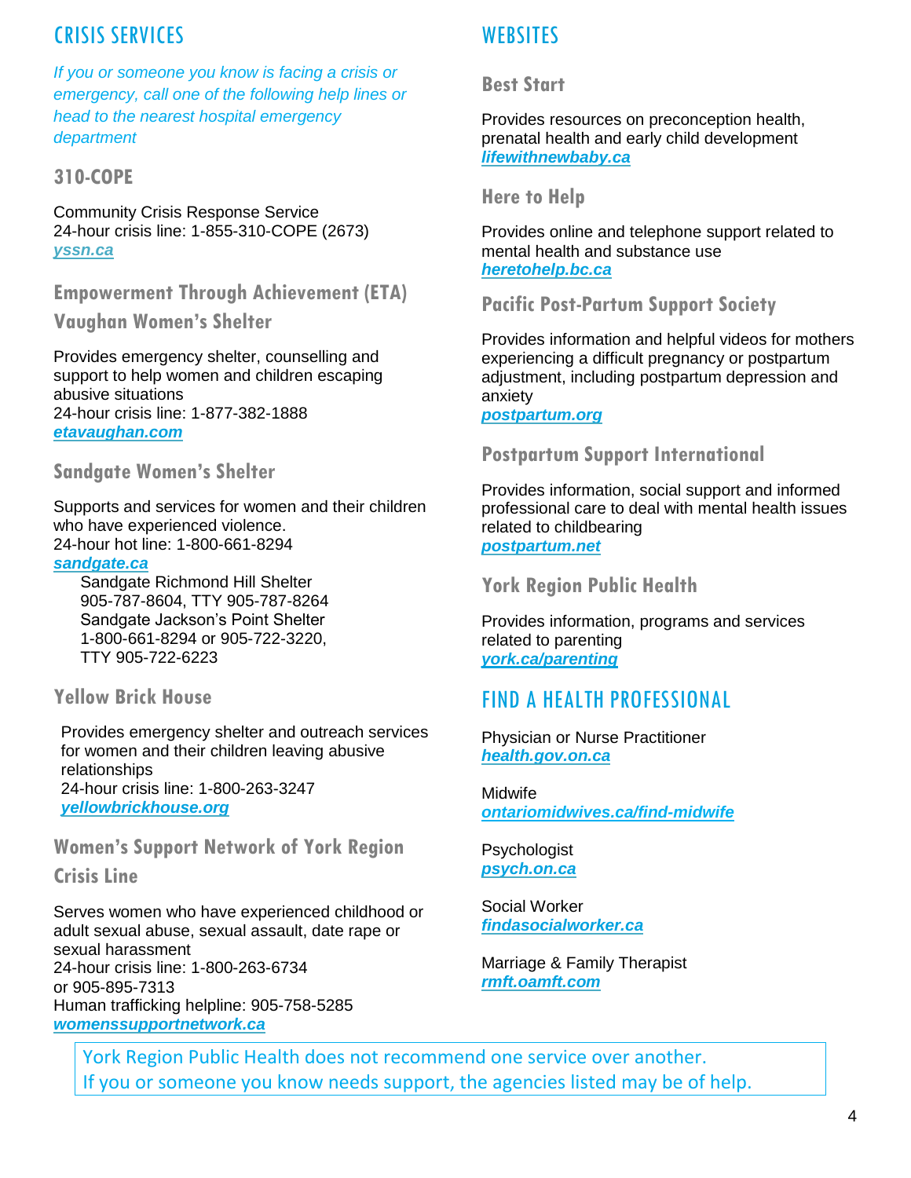## CRISIS SERVICES

*If you or someone you know is facing a crisis or emergency, call one of the following help lines or head to the nearest hospital emergency department*

### 310-COPE

Community Crisis Response Service
24-hour crisis line: 1-855-310-COPE (2673)
***yssn.ca***

### Empowerment Through Achievement (ETA) Vaughan Women's Shelter

Provides emergency shelter, counselling and support to help women and children escaping abusive situations
24-hour crisis line: 1-877-382-1888
***etavaughan.com***

### Sandgate Women's Shelter

Supports and services for women and their children who have experienced violence.
24-hour hot line: 1-800-661-8294
***sandgate.ca***

Sandgate Richmond Hill Shelter
905-787-8604, TTY 905-787-8264
Sandgate Jackson's Point Shelter
1-800-661-8294 or 905-722-3220,
TTY 905-722-6223

### Yellow Brick House

Provides emergency shelter and outreach services for women and their children leaving abusive relationships
24-hour crisis line: 1-800-263-3247
***yellowbrickhouse.org***

### Women's Support Network of York Region Crisis Line

Serves women who have experienced childhood or adult sexual abuse, sexual assault, date rape or sexual harassment
24-hour crisis line: 1-800-263-6734
or 905-895-7313
Human trafficking helpline: 905-758-5285
***womenssupportnetwork.ca***

## WEBSITES

### Best Start

Provides resources on preconception health, prenatal health and early child development
***lifewithnewbaby.ca***

### Here to Help

Provides online and telephone support related to mental health and substance use
***heretohelp.bc.ca***

### Pacific Post-Partum Support Society

Provides information and helpful videos for mothers experiencing a difficult pregnancy or postpartum adjustment, including postpartum depression and anxiety
***postpartum.org***

### Postpartum Support International

Provides information, social support and informed professional care to deal with mental health issues related to childbearing
***postpartum.net***

### York Region Public Health

Provides information, programs and services related to parenting
***york.ca/parenting***

## FIND A HEALTH PROFESSIONAL

Physician or Nurse Practitioner
***health.gov.on.ca***

Midwife
***ontariomidwives.ca/find-midwife***

Psychologist
***psych.on.ca***

Social Worker
***findasocialworker.ca***

Marriage & Family Therapist
***rmft.oamft.com***

York Region Public Health does not recommend one service over another.
If you or someone you know needs support, the agencies listed may be of help.